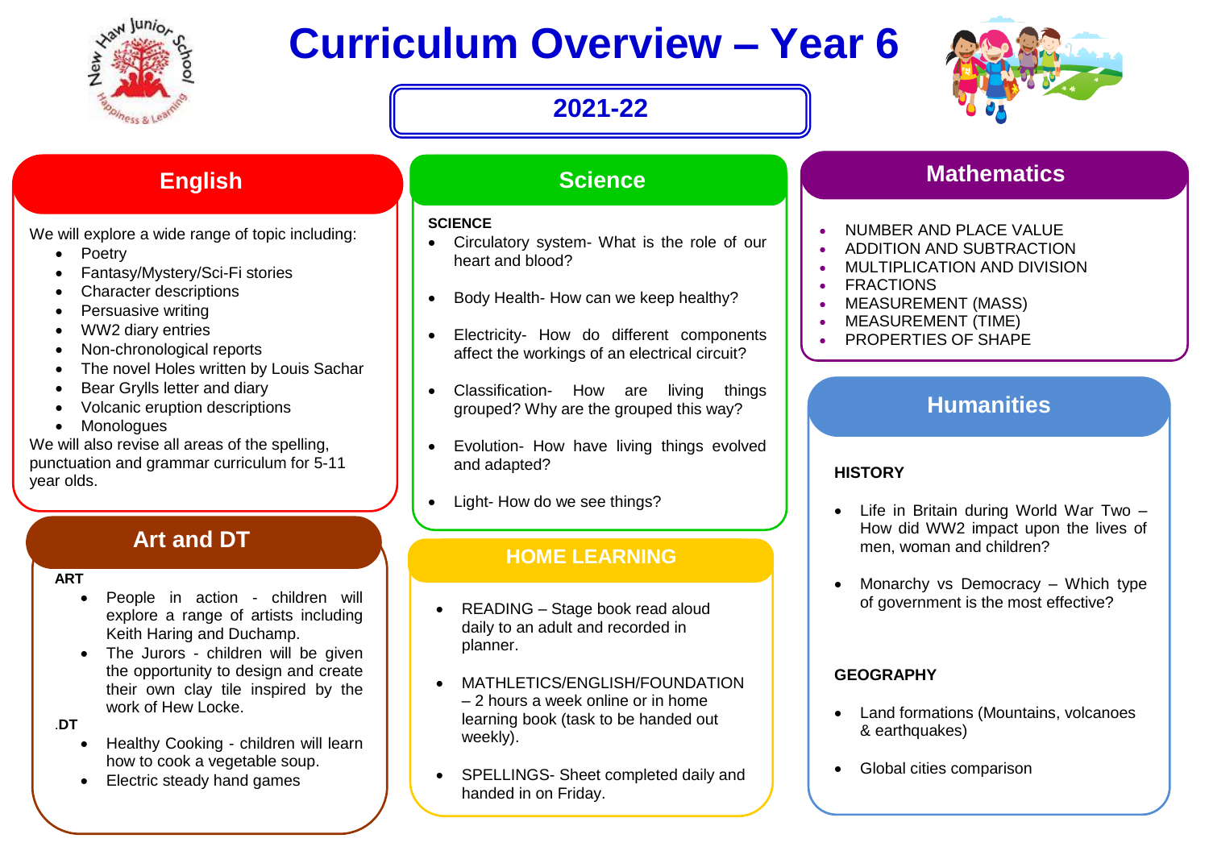# Curriculum Overview – Year 6

## 2021-22

## English

We will explore a wide range of topic including:

- Poetry
- Fantasy/Mystery/Sci-Fi stories
- Character descriptions
- Persuasive writing
- WW2 diary entries
- Non-chronological reports
- The novel Holes written by Louis Sachar
- Bear Grylls letter and diary
- Volcanic eruption descriptions
- Monologues

We will also revise all areas of the spelling, punctuation and grammar curriculum for 5-11 year olds.

## Art and DT

**ART**

- People in action - children will explore a range of artists including Keith Haring and Duchamp.
- The Jurors - children will be given the opportunity to design and create their own clay tile inspired by the work of Hew Locke.

**.DT**

- Healthy Cooking - children will learn how to cook a vegetable soup.
- Electric steady hand games

## Science

**SCIENCE**

- Circulatory system- What is the role of our heart and blood?
- Body Health- How can we keep healthy?
- Electricity- How do different components affect the workings of an electrical circuit?
- Classification- How are living things grouped? Why are the grouped this way?
- Evolution- How have living things evolved and adapted?
- Light- How do we see things?

## HOME LEARNING

- READING – Stage book read aloud daily to an adult and recorded in planner.
- MATHLETICS/ENGLISH/FOUNDATION – 2 hours a week online or in home learning book (task to be handed out weekly).
- SPELLINGS- Sheet completed daily and handed in on Friday.

## Mathematics

- NUMBER AND PLACE VALUE
- ADDITION AND SUBTRACTION
- MULTIPLICATION AND DIVISION
- FRACTIONS
- MEASUREMENT (MASS)
- MEASUREMENT (TIME)
- PROPERTIES OF SHAPE

## Humanities

**HISTORY**

- Life in Britain during World War Two – How did WW2 impact upon the lives of men, woman and children?
- Monarchy vs Democracy – Which type of government is the most effective?

**GEOGRAPHY**

- Land formations (Mountains, volcanoes & earthquakes)
- Global cities comparison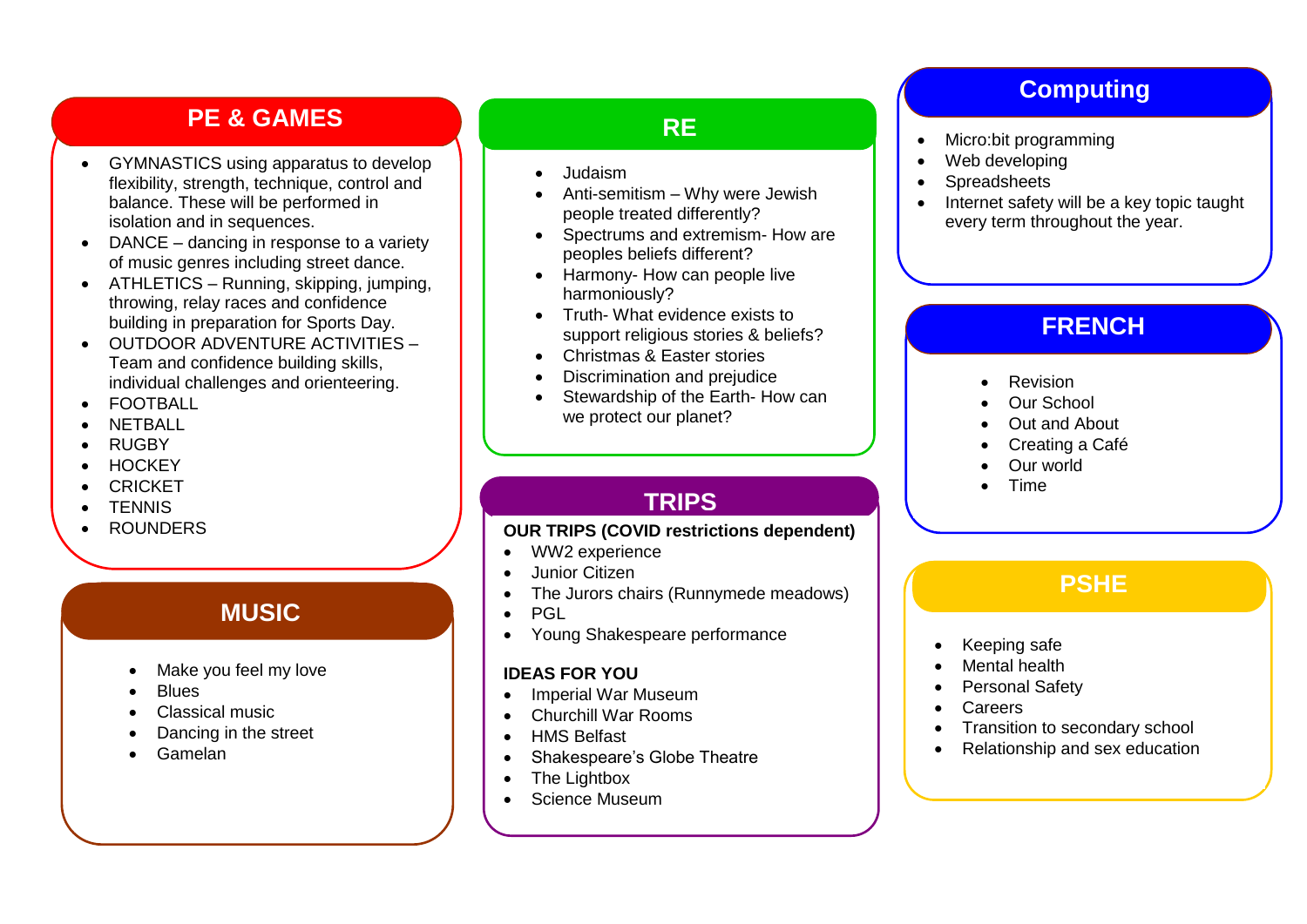## PE & GAMES

- GYMNASTICS using apparatus to develop flexibility, strength, technique, control and balance. These will be performed in isolation and in sequences.
- DANCE – dancing in response to a variety of music genres including street dance.
- ATHLETICS – Running, skipping, jumping, throwing, relay races and confidence building in preparation for Sports Day.
- OUTDOOR ADVENTURE ACTIVITIES – Team and confidence building skills, individual challenges and orienteering.
- FOOTBALL
- NETBALL
- RUGBY
- HOCKEY
- CRICKET
- TENNIS
- ROUNDERS

## MUSIC

- Make you feel my love
- Blues
- Classical music
- Dancing in the street
- Gamelan

## RE

- Judaism
- Anti-semitism – Why were Jewish people treated differently?
- Spectrums and extremism- How are peoples beliefs different?
- Harmony- How can people live harmoniously?
- Truth- What evidence exists to support religious stories & beliefs?
- Christmas & Easter stories
- Discrimination and prejudice
- Stewardship of the Earth- How can we protect our planet?

## TRIPS

**OUR TRIPS (COVID restrictions dependent)**

- WW2 experience
- Junior Citizen
- The Jurors chairs (Runnymede meadows)
- PGL
- Young Shakespeare performance

**IDEAS FOR YOU**

- Imperial War Museum
- Churchill War Rooms
- HMS Belfast
- Shakespeare's Globe Theatre
- The Lightbox
- Science Museum

## Computing

- Micro:bit programming
- Web developing
- Spreadsheets
- Internet safety will be a key topic taught every term throughout the year.

## FRENCH

- Revision
- Our School
- Out and About
- Creating a Café
- Our world
- Time

## PSHE

- Keeping safe
- Mental health
- Personal Safety
- Careers
- Transition to secondary school
- Relationship and sex education